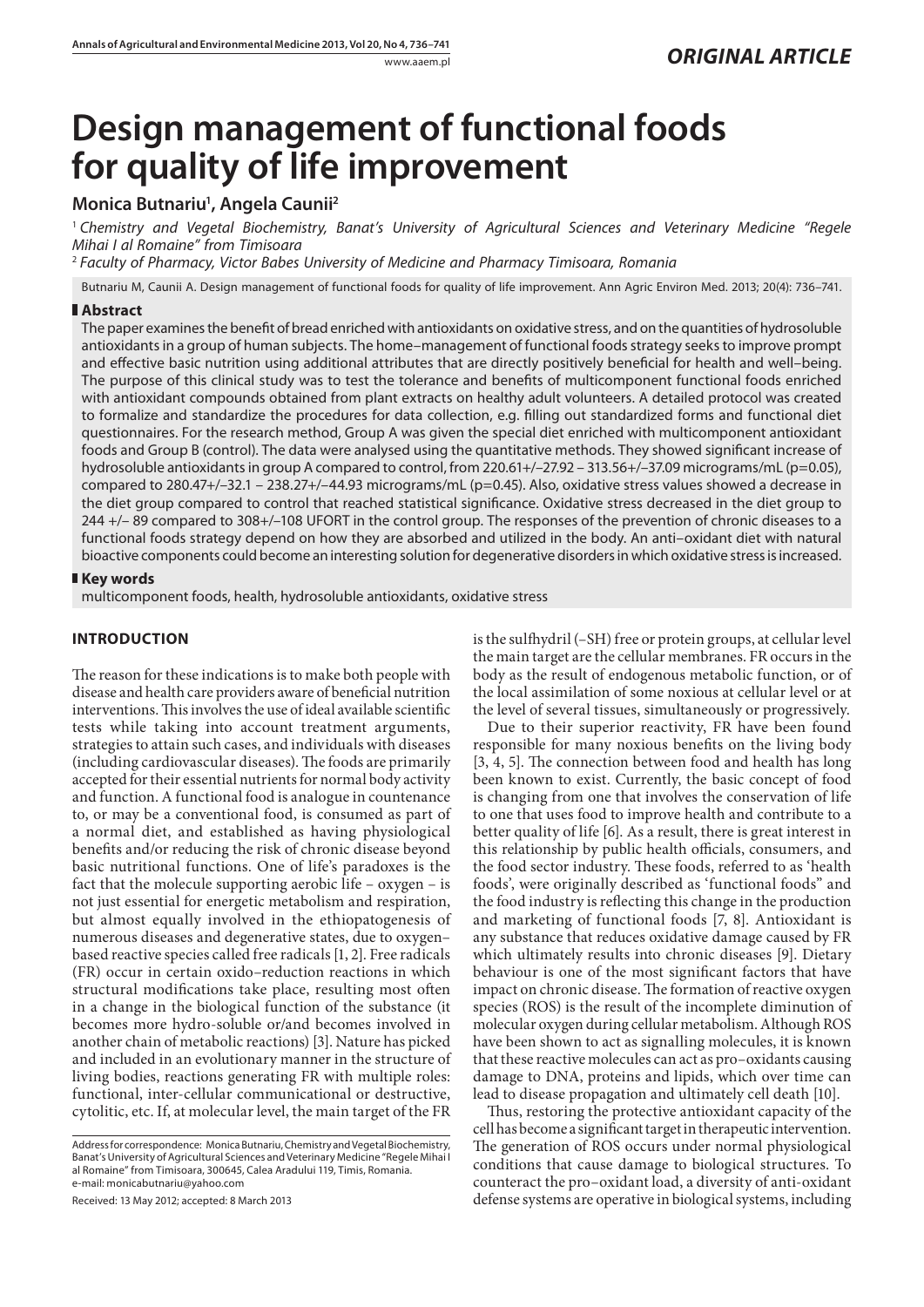*ORIGINAL ARTICLE*

# Design management of functional foods for quality of life improvement

**Monica Butnariu[1], Angela Caunii[2]**

[1] *Chemistry and Vegetal Biochemistry, Banat's University of Agricultural Sciences and Veterinary Medicine "Regele Mihai I al Romaine" from Timisoara*

[2] *Faculty of Pharmacy, Victor Babes University of Medicine and Pharmacy Timisoara, Romania*

Butnariu M, Caunii A. Design management of functional foods for quality of life improvement. Ann Agric Environ Med. 2013; 20(4): 736–741.

## Abstract

The paper examines the benefit of bread enriched with antioxidants on oxidative stress, and on the quantities of hydrosoluble antioxidants in a group of human subjects. The home–management of functional foods strategy seeks to improve prompt and effective basic nutrition using additional attributes that are directly positively beneficial for health and well–being. The purpose of this clinical study was to test the tolerance and benefits of multicomponent functional foods enriched with antioxidant compounds obtained from plant extracts on healthy adult volunteers. A detailed protocol was created to formalize and standardize the procedures for data collection, e.g. filling out standardized forms and functional diet questionnaires. For the research method, Group A was given the special diet enriched with multicomponent antioxidant foods and Group B (control). The data were analysed using the quantitative methods. They showed significant increase of hydrosoluble antioxidants in group A compared to control, from 220.61+/–27.92 – 313.56+/–37.09 micrograms/mL ($p=0.05$), compared to 280.47+/–32.1 – 238.27+/–44.93 micrograms/mL ($p=0.45$). Also, oxidative stress values showed a decrease in the diet group compared to control that reached statistical significance. Oxidative stress decreased in the diet group to 244 +/– 89 compared to 308+/–108 UFORT in the control group. The responses of the prevention of chronic diseases to a functional foods strategy depend on how they are absorbed and utilized in the body. An anti–oxidant diet with natural bioactive components could become an interesting solution for degenerative disorders in which oxidative stress is increased.

## Key words

multicomponent foods, health, hydrosoluble antioxidants, oxidative stress

## INTRODUCTION

The reason for these indications is to make both people with disease and health care providers aware of beneficial nutrition interventions. This involves the use of ideal available scientific tests while taking into account treatment arguments, strategies to attain such cases, and individuals with diseases (including cardiovascular diseases). The foods are primarily accepted for their essential nutrients for normal body activity and function. A functional food is analogue in countenance to, or may be a conventional food, is consumed as part of a normal diet, and established as having physiological benefits and/or reducing the risk of chronic disease beyond basic nutritional functions. One of life's paradoxes is the fact that the molecule supporting aerobic life – oxygen – is not just essential for energetic metabolism and respiration, but almost equally involved in the ethiopatogenesis of numerous diseases and degenerative states, due to oxygen–based reactive species called free radicals [1, 2]. Free radicals (FR) occur in certain oxido–reduction reactions in which structural modifications take place, resulting most often in a change in the biological function of the substance (it becomes more hydro-soluble or/and becomes involved in another chain of metabolic reactions) [3]. Nature has picked and included in an evolutionary manner in the structure of living bodies, reactions generating FR with multiple roles: functional, inter-cellular communicational or destructive, cytolitic, etc. If, at molecular level, the main target of the FR is the sulfhydril (–SH) free or protein groups, at cellular level the main target are the cellular membranes. FR occurs in the body as the result of endogenous metabolic function, or of the local assimilation of some noxious at cellular level or at the level of several tissues, simultaneously or progressively.

Due to their superior reactivity, FR have been found responsible for many noxious benefits on the living body [3, 4, 5]. The connection between food and health has long been known to exist. Currently, the basic concept of food is changing from one that involves the conservation of life to one that uses food to improve health and contribute to a better quality of life [6]. As a result, there is great interest in this relationship by public health officials, consumers, and the food sector industry. These foods, referred to as 'health foods', were originally described as 'functional foods" and the food industry is reflecting this change in the production and marketing of functional foods [7, 8]. Antioxidant is any substance that reduces oxidative damage caused by FR which ultimately results into chronic diseases [9]. Dietary behaviour is one of the most significant factors that have impact on chronic disease. The formation of reactive oxygen species (ROS) is the result of the incomplete diminution of molecular oxygen during cellular metabolism. Although ROS have been shown to act as signalling molecules, it is known that these reactive molecules can act as pro–oxidants causing damage to DNA, proteins and lipids, which over time can lead to disease propagation and ultimately cell death [10].

Thus, restoring the protective antioxidant capacity of the cell has become a significant target in therapeutic intervention. The generation of ROS occurs under normal physiological conditions that cause damage to biological structures. To counteract the pro–oxidant load, a diversity of anti-oxidant defense systems are operative in biological systems, including

Address for correspondence: Monica Butnariu, Chemistry and Vegetal Biochemistry, Banat's University of Agricultural Sciences and Veterinary Medicine "Regele Mihai I al Romaine" from Timisoara, 300645, Calea Aradului 119, Timis, Romania.
e-mail: monicabutnariu@yahoo.com

Received: 13 May 2012; accepted: 8 March 2013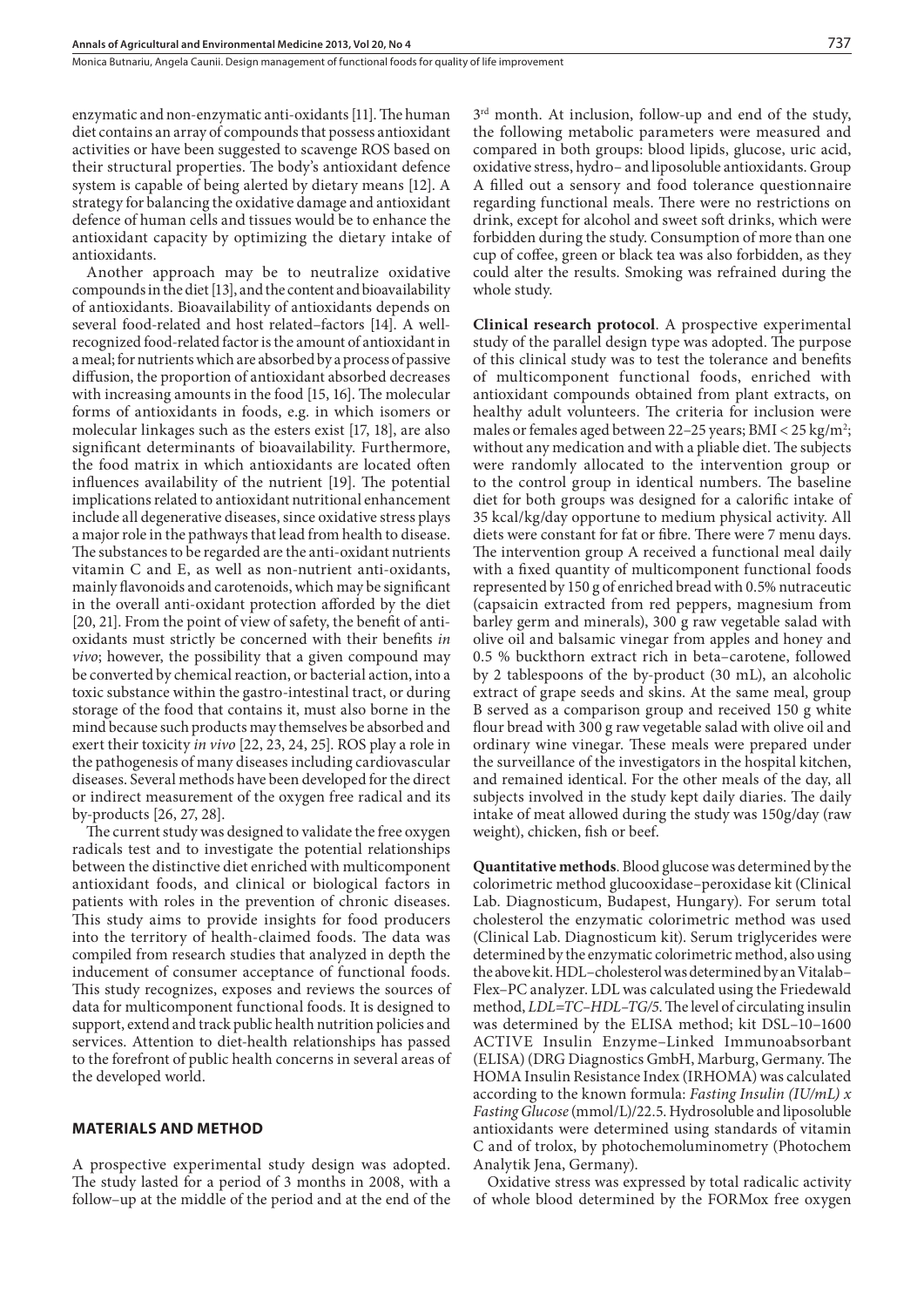enzymatic and non-enzymatic anti-oxidants [11]. The human diet contains an array of compounds that possess antioxidant activities or have been suggested to scavenge ROS based on their structural properties. The body's antioxidant defence system is capable of being alerted by dietary means [12]. A strategy for balancing the oxidative damage and antioxidant defence of human cells and tissues would be to enhance the antioxidant capacity by optimizing the dietary intake of antioxidants.

Another approach may be to neutralize oxidative compounds in the diet [13], and the content and bioavailability of antioxidants. Bioavailability of antioxidants depends on several food-related and host related–factors [14]. A well-recognized food-related factor is the amount of antioxidant in a meal; for nutrients which are absorbed by a process of passive diffusion, the proportion of antioxidant absorbed decreases with increasing amounts in the food [15, 16]. The molecular forms of antioxidants in foods, e.g. in which isomers or molecular linkages such as the esters exist [17, 18], are also significant determinants of bioavailability. Furthermore, the food matrix in which antioxidants are located often influences availability of the nutrient [19]. The potential implications related to antioxidant nutritional enhancement include all degenerative diseases, since oxidative stress plays a major role in the pathways that lead from health to disease. The substances to be regarded are the anti-oxidant nutrients vitamin C and E, as well as non-nutrient anti-oxidants, mainly flavonoids and carotenoids, which may be significant in the overall anti-oxidant protection afforded by the diet [20, 21]. From the point of view of safety, the benefit of anti-oxidants must strictly be concerned with their benefits *in vivo*; however, the possibility that a given compound may be converted by chemical reaction, or bacterial action, into a toxic substance within the gastro-intestinal tract, or during storage of the food that contains it, must also borne in the mind because such products may themselves be absorbed and exert their toxicity *in vivo* [22, 23, 24, 25]. ROS play a role in the pathogenesis of many diseases including cardiovascular diseases. Several methods have been developed for the direct or indirect measurement of the oxygen free radical and its by-products [26, 27, 28].

The current study was designed to validate the free oxygen radicals test and to investigate the potential relationships between the distinctive diet enriched with multicomponent antioxidant foods, and clinical or biological factors in patients with roles in the prevention of chronic diseases. This study aims to provide insights for food producers into the territory of health-claimed foods. The data was compiled from research studies that analyzed in depth the inducement of consumer acceptance of functional foods. This study recognizes, exposes and reviews the sources of data for multicomponent functional foods. It is designed to support, extend and track public health nutrition policies and services. Attention to diet-health relationships has passed to the forefront of public health concerns in several areas of the developed world.

## MATERIALS AND METHOD

A prospective experimental study design was adopted. The study lasted for a period of 3 months in 2008, with a follow–up at the middle of the period and at the end of the 3rd month. At inclusion, follow-up and end of the study, the following metabolic parameters were measured and compared in both groups: blood lipids, glucose, uric acid, oxidative stress, hydro– and liposoluble antioxidants. Group A filled out a sensory and food tolerance questionnaire regarding functional meals. There were no restrictions on drink, except for alcohol and sweet soft drinks, which were forbidden during the study. Consumption of more than one cup of coffee, green or black tea was also forbidden, as they could alter the results. Smoking was refrained during the whole study.

**Clinical research protocol**. A prospective experimental study of the parallel design type was adopted. The purpose of this clinical study was to test the tolerance and benefits of multicomponent functional foods, enriched with antioxidant compounds obtained from plant extracts, on healthy adult volunteers. The criteria for inclusion were males or females aged between 22–25 years; BMI < 25 kg/m$^2$; without any medication and with a pliable diet. The subjects were randomly allocated to the intervention group or to the control group in identical numbers. The baseline diet for both groups was designed for a calorific intake of 35 kcal/kg/day opportune to medium physical activity. All diets were constant for fat or fibre. There were 7 menu days. The intervention group A received a functional meal daily with a fixed quantity of multicomponent functional foods represented by 150 g of enriched bread with 0.5% nutraceutic (capsaicin extracted from red peppers, magnesium from barley germ and minerals), 300 g raw vegetable salad with olive oil and balsamic vinegar from apples and honey and 0.5 % buckthorn extract rich in beta–carotene, followed by 2 tablespoons of the by-product (30 mL), an alcoholic extract of grape seeds and skins. At the same meal, group B served as a comparison group and received 150 g white flour bread with 300 g raw vegetable salad with olive oil and ordinary wine vinegar. These meals were prepared under the surveillance of the investigators in the hospital kitchen, and remained identical. For the other meals of the day, all subjects involved in the study kept daily diaries. The daily intake of meat allowed during the study was 150g/day (raw weight), chicken, fish or beef.

**Quantitative methods**. Blood glucose was determined by the colorimetric method glucooxidase–peroxidase kit (Clinical Lab. Diagnosticum, Budapest, Hungary). For serum total cholesterol the enzymatic colorimetric method was used (Clinical Lab. Diagnosticum kit). Serum triglycerides were determined by the enzymatic colorimetric method, also using the above kit. HDL–cholesterol was determined by an Vitalab–Flex–PC analyzer. LDL was calculated using the Friedewald method, *LDL=TC–HDL–TG/5*. The level of circulating insulin was determined by the ELISA method; kit DSL–10–1600 ACTIVE Insulin Enzyme–Linked Immunoabsorbant (ELISA) (DRG Diagnostics GmbH, Marburg, Germany. The HOMA Insulin Resistance Index (IRHOMA) was calculated according to the known formula: *Fasting Insulin (IU/mL) x Fasting Glucose* (mmol/L)/22.5. Hydrosoluble and liposoluble antioxidants were determined using standards of vitamin C and of trolox, by photochemoluminometry (Photochem Analytik Jena, Germany).

Oxidative stress was expressed by total radicalic activity of whole blood determined by the FORMox free oxygen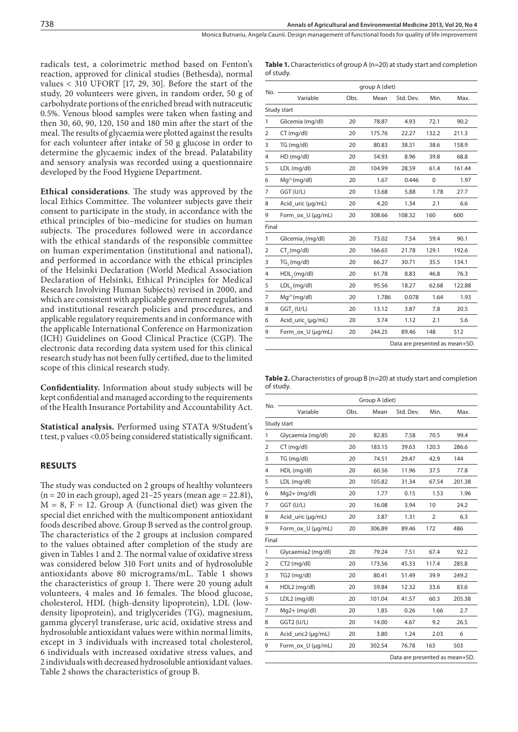radicals test, a colorimetric method based on Fenton's reaction, approved for clinical studies (Bethesda), normal values < 310 UFORT [17, 29, 30]. Before the start of the study, 20 volunteers were given, in random order, 50 g of carbohydrate portions of the enriched bread with nutraceutic 0.5%. Venous blood samples were taken when fasting and then 30, 60, 90, 120, 150 and 180 min after the start of the meal. The results of glycaemia were plotted against the results for each volunteer after intake of 50 g glucose in order to determine the glycaemic index of the bread. Palatability and sensory analysis was recorded using a questionnaire developed by the Food Hygiene Department.

**Ethical considerations**. The study was approved by the local Ethics Committee. The volunteer subjects gave their consent to participate in the study, in accordance with the ethical principles of bio–medicine for studies on human subjects. The procedures followed were in accordance with the ethical standards of the responsible committee on human experimentation (institutional and national), and performed in accordance with the ethical principles of the Helsinki Declaration (World Medical Association Declaration of Helsinki, Ethical Principles for Medical Research Involving Human Subjects) revised in 2000, and which are consistent with applicable government regulations and institutional research policies and procedures, and applicable regulatory requirements and in conformance with the applicable International Conference on Harmonization (ICH) Guidelines on Good Clinical Practice (CGP). The electronic data recording data system used for this clinical research study has not been fully certified, due to the limited scope of this clinical research study.

**Confidentiality.** Information about study subjects will be kept confidential and managed according to the requirements of the Health Insurance Portability and Accountability Act.

**Statistical analysis.** Performed using STATA 9/Student's t test, p values <0.05 being considered statistically significant.

## RESULTS

The study was conducted on 2 groups of healthy volunteers (n = 20 in each group), aged 21–25 years (mean age = 22.81), M = 8, F = 12. Group A (functional diet) was given the special diet enriched with the multicomponent antioxidant foods described above. Group B served as the control group. The characteristics of the 2 groups at inclusion compared to the values obtained after completion of the study are given in Tables 1 and 2. The normal value of oxidative stress was considered below 310 Fort units and of hydrosoluble antioxidants above 80 micrograms/mL. Table 1 shows the characteristics of group 1. There were 20 young adult volunteers, 4 males and 16 females. The blood glucose, cholesterol, HDL (high-density lipoprotein), LDL (low-density lipoprotein), and triglycerides (TG), magnesium, gamma glyceryl transferase, uric acid, oxidative stress and hydrosoluble antioxidant values were within normal limits, except in 3 individuals with increased total cholesterol, 6 individuals with increased oxidative stress values, and 2 individuals with decreased hydrosoluble antioxidant values. Table 2 shows the characteristics of group B.

**Table 1.** Characteristics of group A (n=20) at study start and completion of study.

| No. | group A (diet) | | | | | |
|---|---|---|---|---|---|---|
| | Variable | Obs. | Mean | Std. Dev. | Min. | Max. |
| Study start | | | | | | |
| 1 | Glicemia (mg/dl) | 20 | 78.87 | 4.93 | 72.1 | 90.2 |
| 2 | CT (mg/dl) | 20 | 175.76 | 22.27 | 132.2 | 211.3 |
| 3 | TG (mg/dl) | 20 | 80.83 | 38.31 | 38.6 | 158.9 |
| 4 | HD (mg/dl) | 20 | 54.93 | 8.96 | 39.8 | 68.8 |
| 5 | LDL (mg/dl) | 20 | 104.99 | 28.59 | 61.4 | 161.44 |
| 6 | $Mg^{2+}$(mg/dl) | 20 | 1.67 | 0.446 | 0 | 1.97 |
| 7 | GGT (U/L) | 20 | 13.68 | 5.88 | 1.78 | 27.7 |
| 8 | Acid_uric (µg/mL) | 20 | 4.20 | 1.34 | 2.1 | 6.6 |
| 9 | Form_ox_U (µg/mL) | 20 | 308.66 | 108.32 | 160 | 600 |
| Final | | | | | | |
| 1 | $Glicemia_2$ (mg/dl) | 20 | 73.02 | 7.54 | 59.4 | 90.1 |
| 2 | $CT_2$ (mg/dl) | 20 | 166.65 | 21.78 | 129.1 | 192.6 |
| 3 | $TG_2$ (mg/dl) | 20 | 66.27 | 30.71 | 35.5 | 134.1 |
| 4 | $HDL_2$ (mg/dl) | 20 | 61.78 | 8.83 | 46.8 | 76.3 |
| 5 | $LDL_2$ (mg/dl) | 20 | 95.56 | 18.27 | 62.68 | 122.88 |
| 7 | $Mg^{2+}$(mg/dl) | 20 | 1.786 | 0.078 | 1.64 | 1.93 |
| 8 | $GGT_2$ (U/L) | 20 | 13.12 | 3.87 | 7.8 | 20.5 |
| 6 | $Acid\_uric_2$ (µg/mL) | 20 | 3.74 | 1.12 | 2.1 | 5.6 |
| 9 | Form_ox_U (µg/mL) | 20 | 244.25 | 89.46 | 148 | 512 |

Data are presented as mean+SD.

**Table 2.** Characteristics of group B (n=20) at study start and completion of study.

| No. | Group A (diet) | | | | | |
|---|---|---|---|---|---|---|
| | Variable | Obs. | Mean | Std. Dev. | Min. | Max. |
| Study start | | | | | | |
| 1 | Glycaemia (mg/dl) | 20 | 82.85 | 7.58 | 70.5 | 99.4 |
| 2 | CT (mg/dl) | 20 | 183.15 | 39.63 | 120.3 | 286.6 |
| 3 | TG (mg/dl) | 20 | 74.51 | 29.47 | 42.9 | 144 |
| 4 | HDL (mg/dl) | 20 | 60.56 | 11.96 | 37.5 | 77.8 |
| 5 | LDL (mg/dl) | 20 | 105.82 | 31.34 | 67.54 | 201.38 |
| 6 | Mg2+ (mg/dl) | 20 | 1.77 | 0.15 | 1.53 | 1.96 |
| 7 | GGT (U/L) | 20 | 16.08 | 3.94 | 10 | 24.2 |
| 8 | Acid_uric (µg/mL) | 20 | 3.87 | 1.31 | 2 | 6.3 |
| 9 | Form_ox_U (µg/mL) | 20 | 306.89 | 89.46 | 172 | 486 |
| Final | | | | | | |
| 1 | Glycaemia2 (mg/dl) | 20 | 79.24 | 7.51 | 67.4 | 92.2 |
| 2 | CT2 (mg/dl) | 20 | 173.56 | 45.33 | 117.4 | 285.8 |
| 3 | TG2 (mg/dl) | 20 | 80.41 | 51.49 | 39.9 | 249.2 |
| 4 | HDL2 (mg/dl) | 20 | 59.84 | 12.32 | 33.6 | 83.6 |
| 5 | LDL2 (mg/dl) | 20 | 101.04 | 41.57 | 60.3 | 205.38 |
| 7 | Mg2+ (mg/dl) | 20 | 1.85 | 0.26 | 1.66 | 2.7 |
| 8 | GGT2 (U/L) | 20 | 14.00 | 4.67 | 9.2 | 26.5 |
| 6 | Acid_uric2 (µg/mL) | 20 | 3.80 | 1.24 | 2.03 | 6 |
| 9 | Form_ox_U (µg/mL) | 20 | 302.54 | 76.78 | 163 | 503 |

Data are presented as mean+SD.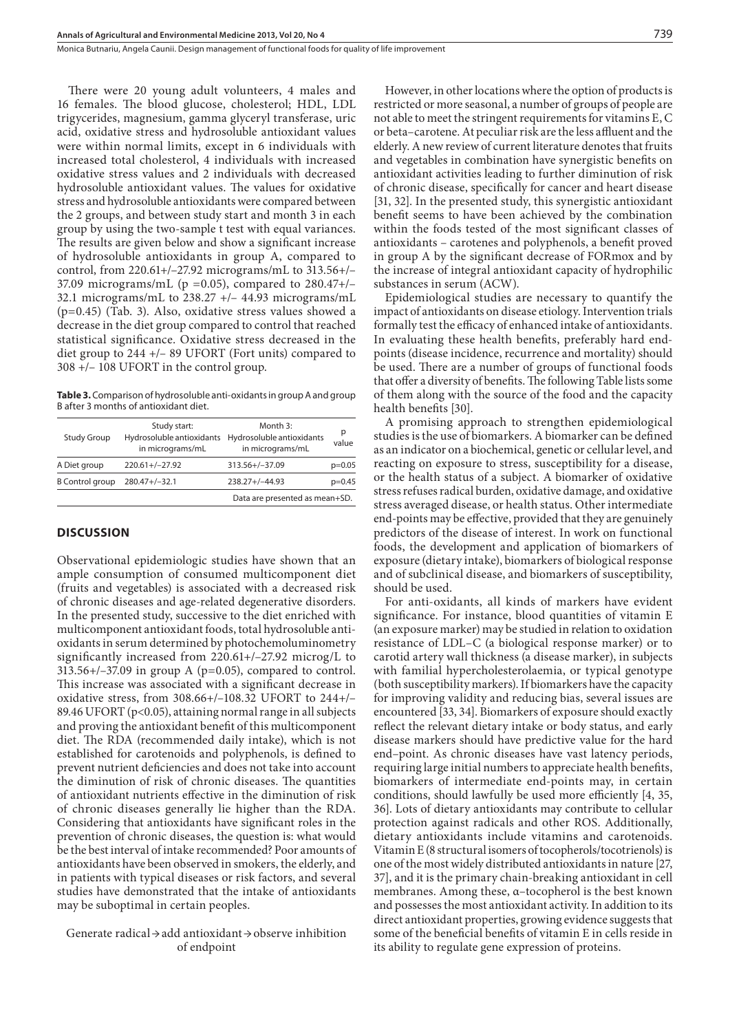There were 20 young adult volunteers, 4 males and 16 females. The blood glucose, cholesterol; HDL, LDL trigycerides, magnesium, gamma glyceryl transferase, uric acid, oxidative stress and hydrosoluble antioxidant values were within normal limits, except in 6 individuals with increased total cholesterol, 4 individuals with increased oxidative stress values and 2 individuals with decreased hydrosoluble antioxidant values. The values for oxidative stress and hydrosoluble antioxidants were compared between the 2 groups, and between study start and month 3 in each group by using the two-sample t test with equal variances. The results are given below and show a significant increase of hydrosoluble antioxidants in group A, compared to control, from 220.61+/–27.92 micrograms/mL to 313.56+/–37.09 micrograms/mL (p =0.05), compared to 280.47+/–32.1 micrograms/mL to 238.27 +/– 44.93 micrograms/mL (p=0.45) (Tab. 3). Also, oxidative stress values showed a decrease in the diet group compared to control that reached statistical significance. Oxidative stress decreased in the diet group to 244 +/– 89 UFORT (Fort units) compared to 308 +/– 108 UFORT in the control group.

**Table 3.** Comparison of hydrosoluble anti-oxidants in group A and group B after 3 months of antioxidant diet.

| Study Group | Study start: Hydrosoluble antioxidants in micrograms/mL | Month 3: Hydrosoluble antioxidants in micrograms/mL | p value |
|---|---|---|---|
| A Diet group | 220.61+/–27.92 | 313.56+/–37.09 | p=0.05 |
| B Control group | 280.47+/–32.1 | 238.27+/–44.93 | p=0.45 |

Data are presented as mean+SD.

## DISCUSSION

Observational epidemiologic studies have shown that an ample consumption of consumed multicomponent diet (fruits and vegetables) is associated with a decreased risk of chronic diseases and age-related degenerative disorders. In the presented study, successive to the diet enriched with multicomponent antioxidant foods, total hydrosoluble antioxidants in serum determined by photochemoluminometry significantly increased from 220.61+/–27.92 microg/L to 313.56+/–37.09 in group A (p=0.05), compared to control. This increase was associated with a significant decrease in oxidative stress, from 308.66+/–108.32 UFORT to 244+/–89.46 UFORT (p<0.05), attaining normal range in all subjects and proving the antioxidant benefit of this multicomponent diet. The RDA (recommended daily intake), which is not established for carotenoids and polyphenols, is defined to prevent nutrient deficiencies and does not take into account the diminution of risk of chronic diseases. The quantities of antioxidant nutrients effective in the diminution of risk of chronic diseases generally lie higher than the RDA. Considering that antioxidants have significant roles in the prevention of chronic diseases, the question is: what would be the best interval of intake recommended? Poor amounts of antioxidants have been observed in smokers, the elderly, and in patients with typical diseases or risk factors, and several studies have demonstrated that the intake of antioxidants may be suboptimal in certain peoples.

Generate radical → add antioxidant → observe inhibition of endpoint

However, in other locations where the option of products is restricted or more seasonal, a number of groups of people are not able to meet the stringent requirements for vitamins E, C or beta–carotene. At peculiar risk are the less affluent and the elderly. A new review of current literature denotes that fruits and vegetables in combination have synergistic benefits on antioxidant activities leading to further diminution of risk of chronic disease, specifically for cancer and heart disease [31, 32]. In the presented study, this synergistic antioxidant benefit seems to have been achieved by the combination within the foods tested of the most significant classes of antioxidants – carotenes and polyphenols, a benefit proved in group A by the significant decrease of FORmox and by the increase of integral antioxidant capacity of hydrophilic substances in serum (ACW).

Epidemiological studies are necessary to quantify the impact of antioxidants on disease etiology. Intervention trials formally test the efficacy of enhanced intake of antioxidants. In evaluating these health benefits, preferably hard end-points (disease incidence, recurrence and mortality) should be used. There are a number of groups of functional foods that offer a diversity of benefits. The following Table lists some of them along with the source of the food and the capacity health benefits [30].

A promising approach to strengthen epidemiological studies is the use of biomarkers. A biomarker can be defined as an indicator on a biochemical, genetic or cellular level, and reacting on exposure to stress, susceptibility for a disease, or the health status of a subject. A biomarker of oxidative stress refuses radical burden, oxidative damage, and oxidative stress averaged disease, or health status. Other intermediate end-points may be effective, provided that they are genuinely predictors of the disease of interest. In work on functional foods, the development and application of biomarkers of exposure (dietary intake), biomarkers of biological response and of subclinical disease, and biomarkers of susceptibility, should be used.

For anti-oxidants, all kinds of markers have evident significance. For instance, blood quantities of vitamin E (an exposure marker) may be studied in relation to oxidation resistance of LDL–C (a biological response marker) or to carotid artery wall thickness (a disease marker), in subjects with familial hypercholesterolaemia, or typical genotype (both susceptibility markers). If biomarkers have the capacity for improving validity and reducing bias, several issues are encountered [33, 34]. Biomarkers of exposure should exactly reflect the relevant dietary intake or body status, and early disease markers should have predictive value for the hard end–point. As chronic diseases have vast latency periods, requiring large initial numbers to appreciate health benefits, biomarkers of intermediate end-points may, in certain conditions, should lawfully be used more efficiently [4, 35, 36]. Lots of dietary antioxidants may contribute to cellular protection against radicals and other ROS. Additionally, dietary antioxidants include vitamins and carotenoids. Vitamin E (8 structural isomers of tocopherols/tocotrienols) is one of the most widely distributed antioxidants in nature [27, 37], and it is the primary chain-breaking antioxidant in cell membranes. Among these, α–tocopherol is the best known and possesses the most antioxidant activity. In addition to its direct antioxidant properties, growing evidence suggests that some of the beneficial benefits of vitamin E in cells reside in its ability to regulate gene expression of proteins.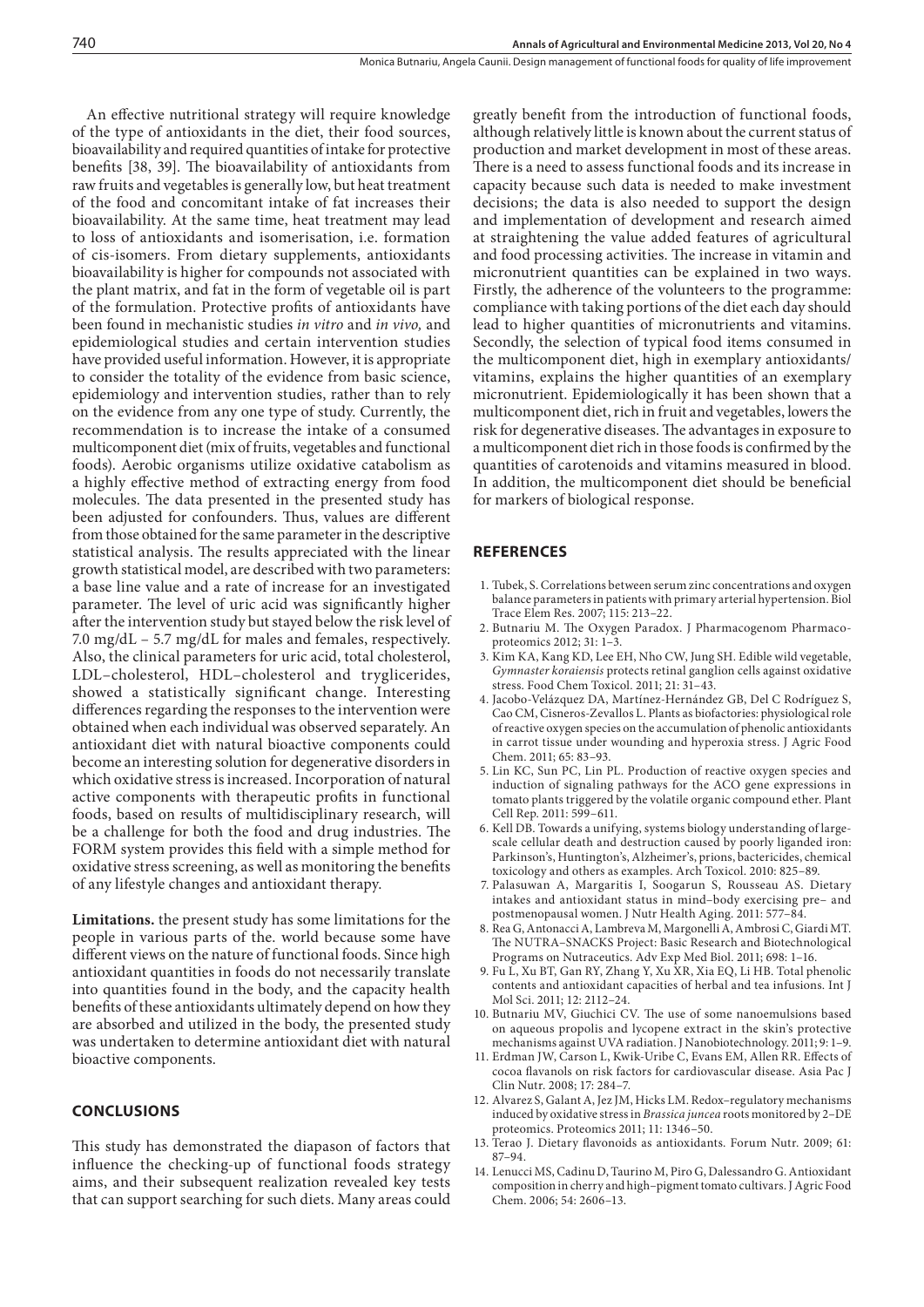An effective nutritional strategy will require knowledge of the type of antioxidants in the diet, their food sources, bioavailability and required quantities of intake for protective benefits [38, 39]. The bioavailability of antioxidants from raw fruits and vegetables is generally low, but heat treatment of the food and concomitant intake of fat increases their bioavailability. At the same time, heat treatment may lead to loss of antioxidants and isomerisation, i.e. formation of cis-isomers. From dietary supplements, antioxidants bioavailability is higher for compounds not associated with the plant matrix, and fat in the form of vegetable oil is part of the formulation. Protective profits of antioxidants have been found in mechanistic studies *in vitro* and *in vivo,* and epidemiological studies and certain intervention studies have provided useful information. However, it is appropriate to consider the totality of the evidence from basic science, epidemiology and intervention studies, rather than to rely on the evidence from any one type of study. Currently, the recommendation is to increase the intake of a consumed multicomponent diet (mix of fruits, vegetables and functional foods). Aerobic organisms utilize oxidative catabolism as a highly effective method of extracting energy from food molecules. The data presented in the presented study has been adjusted for confounders. Thus, values are different from those obtained for the same parameter in the descriptive statistical analysis. The results appreciated with the linear growth statistical model, are described with two parameters: a base line value and a rate of increase for an investigated parameter. The level of uric acid was significantly higher after the intervention study but stayed below the risk level of 7.0 mg/dL – 5.7 mg/dL for males and females, respectively. Also, the clinical parameters for uric acid, total cholesterol, LDL–cholesterol, HDL–cholesterol and trygliceride s, showed a statistically significant change. Interesting differences regarding the responses to the intervention were obtained when each individual was observed separately. An antioxidant diet with natural bioactive components could become an interesting solution for degenerative disorders in which oxidative stress is increased. Incorporation of natural active components with therapeutic profits in functional foods, based on results of multidisciplinary research, will be a challenge for both the food and drug industries. The FORM system provides this field with a simple method for oxidative stress screening, as well as monitoring the benefits of any lifestyle changes and antioxidant therapy.

**Limitations.** the present study has some limitations for the people in various parts of the. world because some have different views on the nature of functional foods. Since high antioxidant quantities in foods do not necessarily translate into quantities found in the body, and the capacity health benefits of these antioxidants ultimately depend on how they are absorbed and utilized in the body, the presented study was undertaken to determine antioxidant diet with natural bioactive components.

## CONCLUSIONS

This study has demonstrated the diapason of factors that influence the checking-up of functional foods strategy aims, and their subsequent realization revealed key tests that can support searching for such diets. Many areas could greatly benefit from the introduction of functional foods, although relatively little is known about the current status of production and market development in most of these areas. There is a need to assess functional foods and its increase in capacity because such data is needed to make investment decisions; the data is also needed to support the design and implementation of development and research aimed at straightening the value added features of agricultural and food processing activities. The increase in vitamin and micronutrient quantities can be explained in two ways. Firstly, the adherence of the volunteers to the programme: compliance with taking portions of the diet each day should lead to higher quantities of micronutrients and vitamins. Secondly, the selection of typical food items consumed in the multicomponent diet, high in exemplary antioxidants/vitamins, explains the higher quantities of an exemplary micronutrient. Epidemiologically it has been shown that a multicomponent diet, rich in fruit and vegetables, lowers the risk for degenerative diseases. The advantages in exposure to a multicomponent diet rich in those foods is confirmed by the quantities of carotenoids and vitamins measured in blood. In addition, the multicomponent diet should be beneficial for markers of biological response.

## REFERENCES

1. Tubek, S. Correlations between serum zinc concentrations and oxygen balance parameters in patients with primary arterial hypertension. Biol Trace Elem Res. 2007; 115: 213–22.
2. Butnariu M. The Oxygen Paradox. J Pharmacogenom Pharmacoproteomics 2012; 31: 1–3.
3. Kim KA, Kang KD, Lee EH, Nho CW, Jung SH. Edible wild vegetable, *Gymnaster koraiensis* protects retinal ganglion cells against oxidative stress. Food Chem Toxicol. 2011; 21: 31–43.
4. Jacobo-Velázquez DA, Martínez-Hernández GB, Del C Rodríguez S, Cao CM, Cisneros-Zevallos L. Plants as biofactories: physiological role of reactive oxygen species on the accumulation of phenolic antioxidants in carrot tissue under wounding and hyperoxia stress. J Agric Food Chem. 2011; 65: 83–93.
5. Lin KC, Sun PC, Lin PL. Production of reactive oxygen species and induction of signaling pathways for the ACO gene expressions in tomato plants triggered by the volatile organic compound ether. Plant Cell Rep. 2011: 599–611.
6. Kell DB. Towards a unifying, systems biology understanding of large-scale cellular death and destruction caused by poorly liganded iron: Parkinson's, Huntington's, Alzheimer's, prions, bactericides, chemical toxicology and others as examples. Arch Toxicol. 2010: 825–89.
7. Palasuwan A, Margaritis I, Soogarun S, Rousseau AS. Dietary intakes and antioxidant status in mind–body exercising pre– and postmenopausal women. J Nutr Health Aging. 2011: 577–84.
8. Rea G, Antonacci A, Lambreva M, Margonelli A, Ambrosi C, Giardi MT. The NUTRA–SNACKS Project: Basic Research and Biotechnological Programs on Nutraceutics. Adv Exp Med Biol. 2011; 698: 1–16.
9. Fu L, Xu BT, Gan RY, Zhang Y, Xu XR, Xia EQ, Li HB. Total phenolic contents and antioxidant capacities of herbal and tea infusions. Int J Mol Sci. 2011; 12: 2112–24.
10. Butnariu MV, Giuchici CV. The use of some nanoemulsions based on aqueous propolis and lycopene extract in the skin's protective mechanisms against UVA radiation. J Nanobiotechnology. 2011; 9: 1–9.
11. Erdman JW, Carson L, Kwik-Uribe C, Evans EM, Allen RR. Effects of cocoa flavanols on risk factors for cardiovascular disease. Asia Pac J Clin Nutr. 2008; 17: 284–7.
12. Alvarez S, Galant A, Jez JM, Hicks LM. Redox–regulatory mechanisms induced by oxidative stress in *Brassica juncea* roots monitored by 2–DE proteomics. Proteomics 2011; 11: 1346–50.
13. Terao J. Dietary flavonoids as antioxidants. Forum Nutr. 2009; 61: 87–94.
14. Lenucci MS, Cadinu D, Taurino M, Piro G, Dalessandro G. Antioxidant composition in cherry and high–pigment tomato cultivars. J Agric Food Chem. 2006; 54: 2606–13.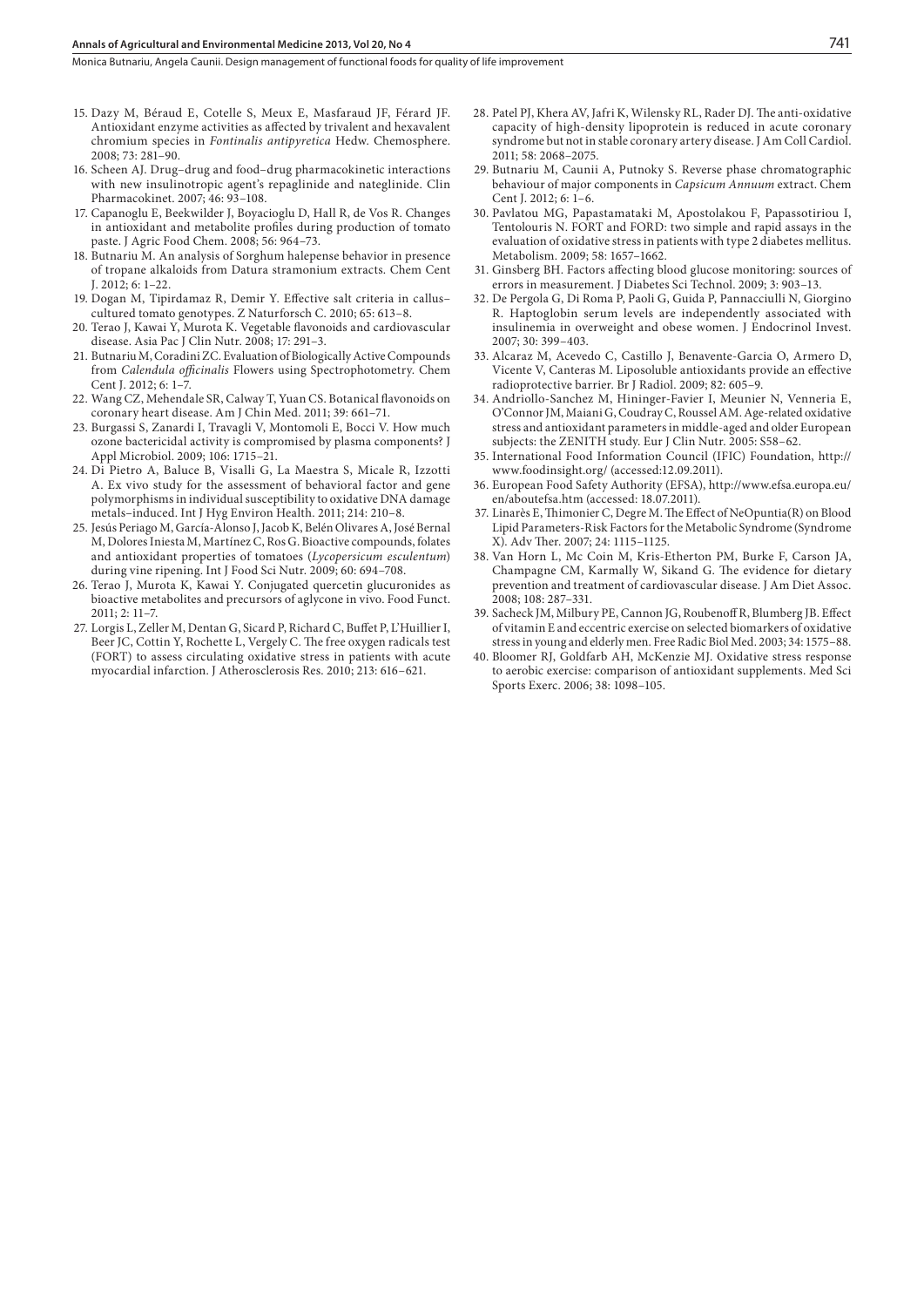15. Dazy M, Béraud E, Cotelle S, Meux E, Masfaraud JF, Férard JF. Antioxidant enzyme activities as affected by trivalent and hexavalent chromium species in *Fontinalis antipyretica* Hedw. Chemosphere. 2008; 73: 281–90.
16. Scheen AJ. Drug–drug and food–drug pharmacokinetic interactions with new insulinotropic agent's repaglinide and nateglinide. Clin Pharmacokinet. 2007; 46: 93–108.
17. Capanoglu E, Beekwilder J, Boyacioglu D, Hall R, de Vos R. Changes in antioxidant and metabolite profiles during production of tomato paste. J Agric Food Chem. 2008; 56: 964–73.
18. Butnariu M. An analysis of Sorghum halepense behavior in presence of tropane alkaloids from Datura stramonium extracts. Chem Cent J. 2012; 6: 1–22.
19. Dogan M, Tipirdamaz R, Demir Y. Effective salt criteria in callus–cultured tomato genotypes. Z Naturforsch C. 2010; 65: 613–8.
20. Terao J, Kawai Y, Murota K. Vegetable flavonoids and cardiovascular disease. Asia Pac J Clin Nutr. 2008; 17: 291–3.
21. Butnariu M, Coradini ZC. Evaluation of Biologically Active Compounds from *Calendula officinalis* Flowers using Spectrophotometry. Chem Cent J. 2012; 6: 1–7.
22. Wang CZ, Mehendale SR, Calway T, Yuan CS. Botanical flavonoids on coronary heart disease. Am J Chin Med. 2011; 39: 661–71.
23. Burgassi S, Zanardi I, Travagli V, Montomoli E, Bocci V. How much ozone bactericidal activity is compromised by plasma components? J Appl Microbiol. 2009; 106: 1715–21.
24. Di Pietro A, Baluce B, Visalli G, La Maestra S, Micale R, Izzotti A. Ex vivo study for the assessment of behavioral factor and gene polymorphisms in individual susceptibility to oxidative DNA damage metals–induced. Int J Hyg Environ Health. 2011; 214: 210–8.
25. Jesús Periago M, García-Alonso J, Jacob K, Belén Olivares A, José Bernal M, Dolores Iniesta M, Martínez C, Ros G. Bioactive compounds, folates and antioxidant properties of tomatoes (*Lycopersicum esculentum*) during vine ripening. Int J Food Sci Nutr. 2009; 60: 694–708.
26. Terao J, Murota K, Kawai Y. Conjugated quercetin glucuronides as bioactive metabolites and precursors of aglycone in vivo. Food Funct. 2011; 2: 11–7.
27. Lorgis L, Zeller M, Dentan G, Sicard P, Richard C, Buffet P, L'Huillier I, Beer JC, Cottin Y, Rochette L, Vergely C. The free oxygen radicals test (FORT) to assess circulating oxidative stress in patients with acute myocardial infarction. J Atherosclerosis Res. 2010; 213: 616–621.
28. Patel PJ, Khera AV, Jafri K, Wilensky RL, Rader DJ. The anti-oxidative capacity of high-density lipoprotein is reduced in acute coronary syndrome but not in stable coronary artery disease. J Am Coll Cardiol. 2011; 58: 2068–2075.
29. Butnariu M, Caunii A, Putnoky S. Reverse phase chromatographic behaviour of major components in *Capsicum Annuum* extract. Chem Cent J. 2012; 6: 1–6.
30. Pavlatou MG, Papastamataki M, Apostolakou F, Papassotiriou I, Tentolouris N. FORT and FORD: two simple and rapid assays in the evaluation of oxidative stress in patients with type 2 diabetes mellitus. Metabolism. 2009; 58: 1657–1662.
31. Ginsberg BH. Factors affecting blood glucose monitoring: sources of errors in measurement. J Diabetes Sci Technol. 2009; 3: 903–13.
32. De Pergola G, Di Roma P, Paoli G, Guida P, Pannacciulli N, Giorgino R. Haptoglobin serum levels are independently associated with insulinemia in overweight and obese women. J Endocrinol Invest. 2007; 30: 399–403.
33. Alcaraz M, Acevedo C, Castillo J, Benavente-Garcia O, Armero D, Vicente V, Canteras M. Liposoluble antioxidants provide an effective radioprotective barrier. Br J Radiol. 2009; 82: 605–9.
34. Andriollo-Sanchez M, Hininger-Favier I, Meunier N, Venneria E, O'Connor JM, Maiani G, Coudray C, Roussel AM. Age-related oxidative stress and antioxidant parameters in middle-aged and older European subjects: the ZENITH study. Eur J Clin Nutr. 2005: S58–62.
35. International Food Information Council (IFIC) Foundation, http://www.foodinsight.org/ (accessed:12.09.2011).
36. European Food Safety Authority (EFSA), http://www.efsa.europa.eu/en/aboutefsa.htm (accessed: 18.07.2011).
37. Linarès E, Thimonier C, Degre M. The Effect of NeOpuntia(R) on Blood Lipid Parameters-Risk Factors for the Metabolic Syndrome (Syndrome X). Adv Ther. 2007; 24: 1115–1125.
38. Van Horn L, Mc Coin M, Kris-Etherton PM, Burke F, Carson JA, Champagne CM, Karmally W, Sikand G. The evidence for dietary prevention and treatment of cardiovascular disease. J Am Diet Assoc. 2008; 108: 287–331.
39. Sacheck JM, Milbury PE, Cannon JG, Roubenoff R, Blumberg JB. Effect of vitamin E and eccentric exercise on selected biomarkers of oxidative stress in young and elderly men. Free Radic Biol Med. 2003; 34: 1575–88.
40. Bloomer RJ, Goldfarb AH, McKenzie MJ. Oxidative stress response to aerobic exercise: comparison of antioxidant supplements. Med Sci Sports Exerc. 2006; 38: 1098–105.